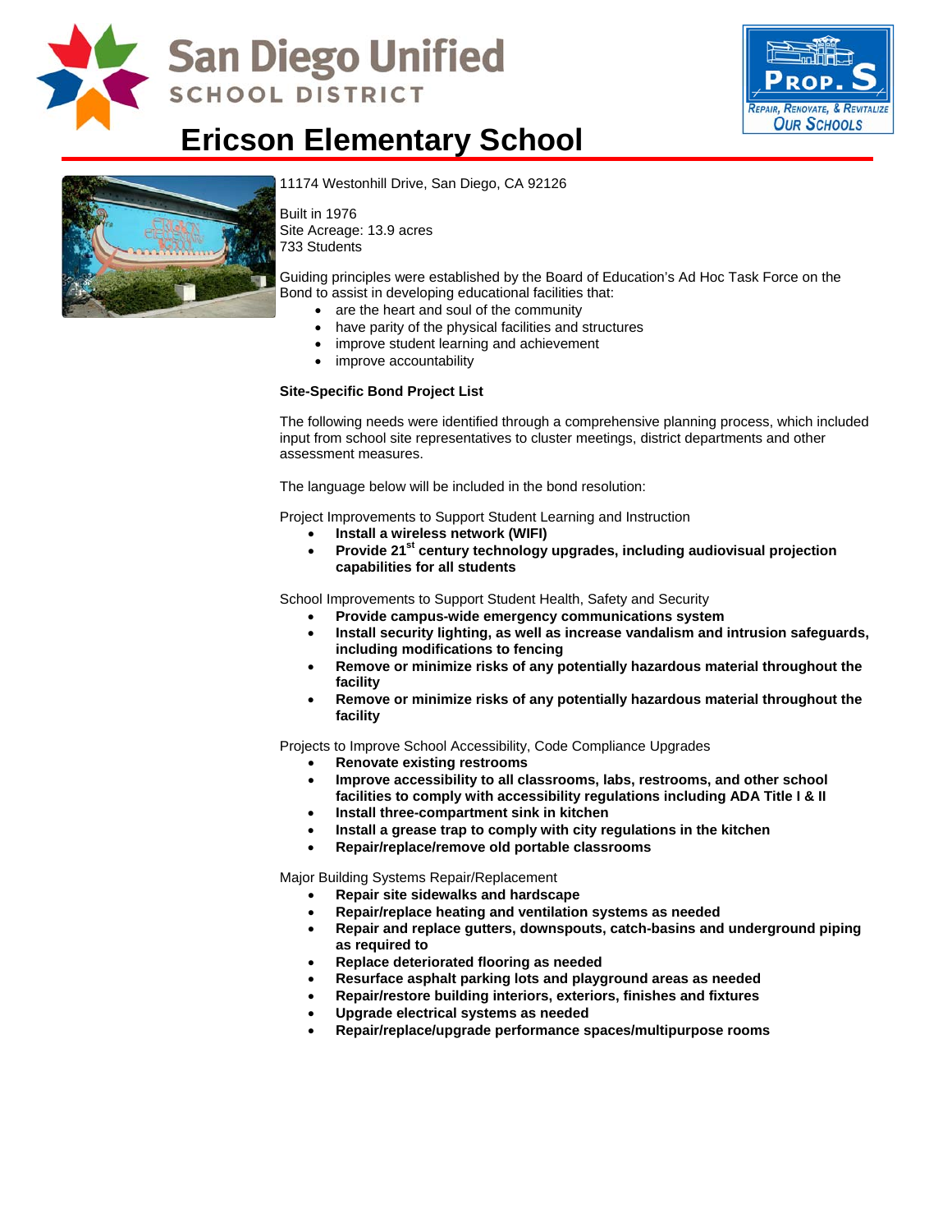San Diego Unified
SCHOOL DISTRICT

PROP. S
Repair, Renovate, & Revitalize Our Schools

# Ericson Elementary School

11174 Westonhill Drive, San Diego, CA 92126

Built in 1976
Site Acreage: 13.9 acres
733 Students

Guiding principles were established by the Board of Education's Ad Hoc Task Force on the Bond to assist in developing educational facilities that:

- are the heart and soul of the community
- have parity of the physical facilities and structures
- improve student learning and achievement
- improve accountability

**Site-Specific Bond Project List**

The following needs were identified through a comprehensive planning process, which included input from school site representatives to cluster meetings, district departments and other assessment measures.

The language below will be included in the bond resolution:

Project Improvements to Support Student Learning and Instruction

- **Install a wireless network (WIFI)**
- **Provide 21st century technology upgrades, including audiovisual projection capabilities for all students**

School Improvements to Support Student Health, Safety and Security

- **Provide campus-wide emergency communications system**
- **Install security lighting, as well as increase vandalism and intrusion safeguards, including modifications to fencing**
- **Remove or minimize risks of any potentially hazardous material throughout the facility**
- **Remove or minimize risks of any potentially hazardous material throughout the facility**

Projects to Improve School Accessibility, Code Compliance Upgrades

- **Renovate existing restrooms**
- **Improve accessibility to all classrooms, labs, restrooms, and other school facilities to comply with accessibility regulations including ADA Title I & II**
- **Install three-compartment sink in kitchen**
- **Install a grease trap to comply with city regulations in the kitchen**
- **Repair/replace/remove old portable classrooms**

Major Building Systems Repair/Replacement

- **Repair site sidewalks and hardscape**
- **Repair/replace heating and ventilation systems as needed**
- **Repair and replace gutters, downspouts, catch-basins and underground piping as required to**
- **Replace deteriorated flooring as needed**
- **Resurface asphalt parking lots and playground areas as needed**
- **Repair/restore building interiors, exteriors, finishes and fixtures**
- **Upgrade electrical systems as needed**
- **Repair/replace/upgrade performance spaces/multipurpose rooms**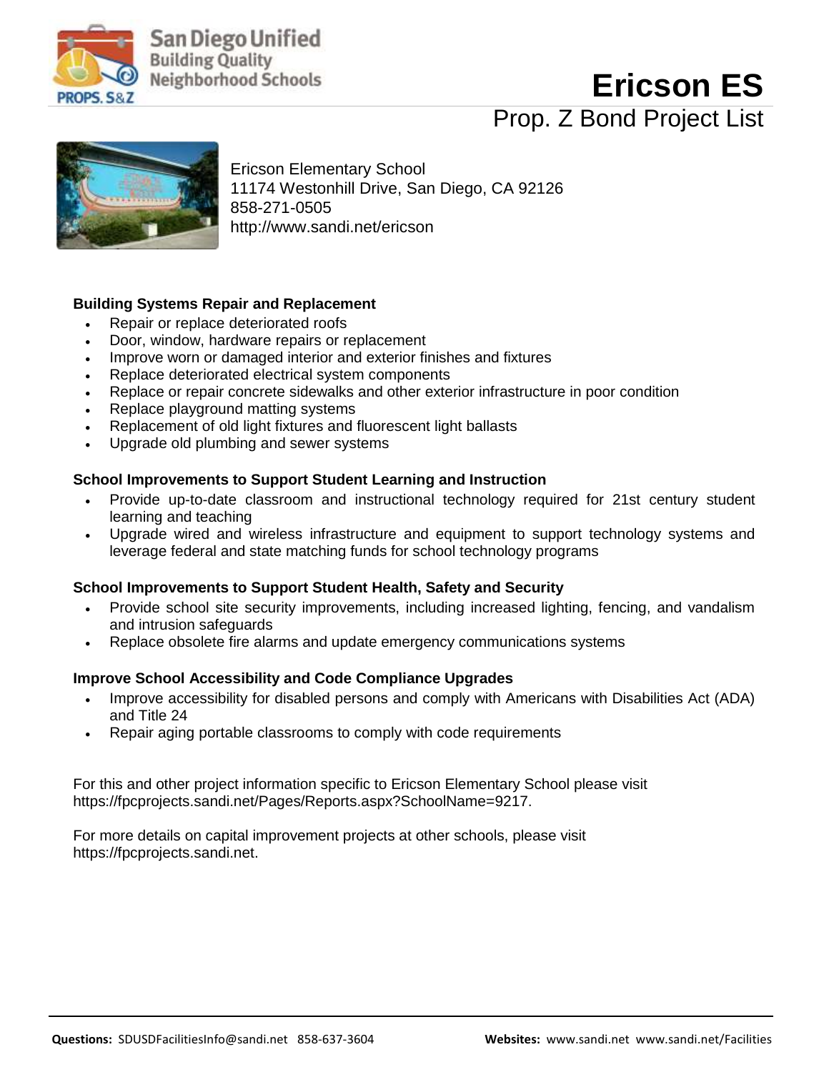San Diego Unified
Building Quality
Neighborhood Schools

PROPS. S&Z

# Ericson ES

## Prop. Z Bond Project List

Ericson Elementary School
11174 Westonhill Drive, San Diego, CA 92126
858-271-0505
http://www.sandi.net/ericson

**Building Systems Repair and Replacement**

- Repair or replace deteriorated roofs
- Door, window, hardware repairs or replacement
- Improve worn or damaged interior and exterior finishes and fixtures
- Replace deteriorated electrical system components
- Replace or repair concrete sidewalks and other exterior infrastructure in poor condition
- Replace playground matting systems
- Replacement of old light fixtures and fluorescent light ballasts
- Upgrade old plumbing and sewer systems

**School Improvements to Support Student Learning and Instruction**

- Provide up-to-date classroom and instructional technology required for 21st century student learning and teaching
- Upgrade wired and wireless infrastructure and equipment to support technology systems and leverage federal and state matching funds for school technology programs

**School Improvements to Support Student Health, Safety and Security**

- Provide school site security improvements, including increased lighting, fencing, and vandalism and intrusion safeguards
- Replace obsolete fire alarms and update emergency communications systems

**Improve School Accessibility and Code Compliance Upgrades**

- Improve accessibility for disabled persons and comply with Americans with Disabilities Act (ADA) and Title 24
- Repair aging portable classrooms to comply with code requirements

For this and other project information specific to Ericson Elementary School please visit https://fpcprojects.sandi.net/Pages/Reports.aspx?SchoolName=9217.

For more details on capital improvement projects at other schools, please visit https://fpcprojects.sandi.net.

**Questions:** SDUSDFacilitiesInfo@sandi.net 858-637-3604 **Websites:** www.sandi.net www.sandi.net/Facilities